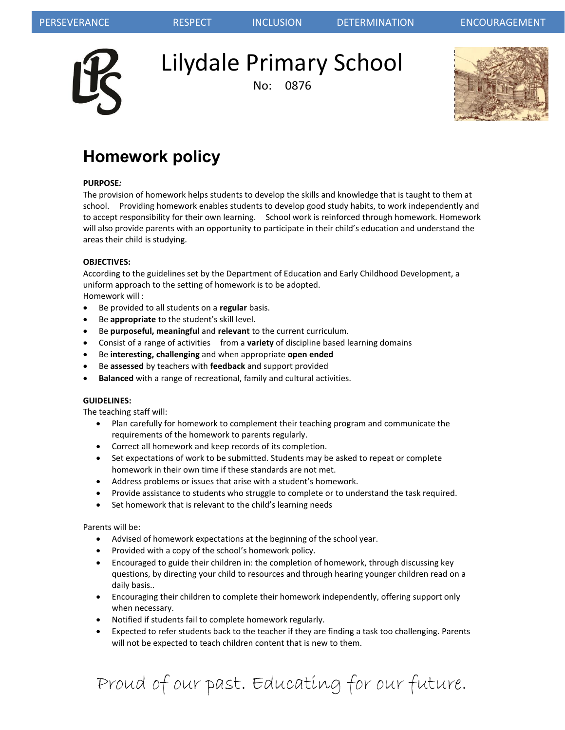PERSEVERANCE RESPECT INCLUSION DETERMINATION ENCOURAGEMENT

# Lilydale Primary School

No: 0876

## Homework policy

**PURPOSE:**

The provision of homework helps students to develop the skills and knowledge that is taught to them at school. Providing homework enables students to develop good study habits, to work independently and to accept responsibility for their own learning. School work is reinforced through homework. Homework will also provide parents with an opportunity to participate in their child's education and understand the areas their child is studying.

**OBJECTIVES:**

According to the guidelines set by the Department of Education and Early Childhood Development, a uniform approach to the setting of homework is to be adopted.

Homework will :

- Be provided to all students on a **regular** basis.
- Be **appropriate** to the student's skill level.
- Be **purposeful, meaningful** and **relevant** to the current curriculum.
- Consist of a range of activities from a **variety** of discipline based learning domains
- Be **interesting, challenging** and when appropriate **open ended**
- Be **assessed** by teachers with **feedback** and support provided
- **Balanced** with a range of recreational, family and cultural activities.

**GUIDELINES:**

The teaching staff will:

- Plan carefully for homework to complement their teaching program and communicate the requirements of the homework to parents regularly.
- Correct all homework and keep records of its completion.
- Set expectations of work to be submitted. Students may be asked to repeat or complete homework in their own time if these standards are not met.
- Address problems or issues that arise with a student's homework.
- Provide assistance to students who struggle to complete or to understand the task required.
- Set homework that is relevant to the child's learning needs

Parents will be:

- Advised of homework expectations at the beginning of the school year.
- Provided with a copy of the school's homework policy.
- Encouraged to guide their children in: the completion of homework, through discussing key questions, by directing your child to resources and through hearing younger children read on a daily basis..
- Encouraging their children to complete their homework independently, offering support only when necessary.
- Notified if students fail to complete homework regularly.
- Expected to refer students back to the teacher if they are finding a task too challenging. Parents will not be expected to teach children content that is new to them.

Proud of our past. Educating for our future.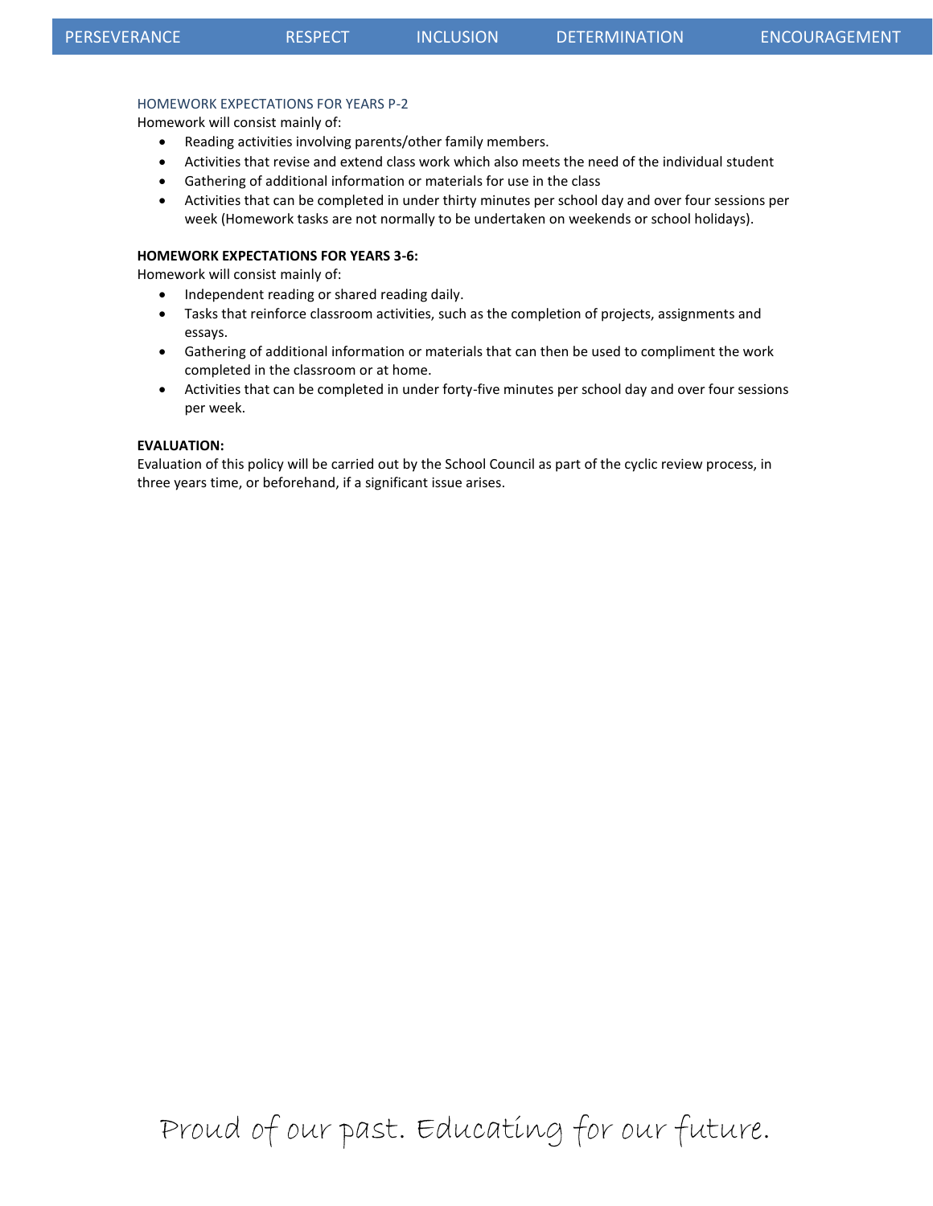## HOMEWORK EXPECTATIONS FOR YEARS P-2

Homework will consist mainly of:

- Reading activities involving parents/other family members.
- Activities that revise and extend class work which also meets the need of the individual student
- Gathering of additional information or materials for use in the class
- Activities that can be completed in under thirty minutes per school day and over four sessions per week (Homework tasks are not normally to be undertaken on weekends or school holidays).

**HOMEWORK EXPECTATIONS FOR YEARS 3-6:**

Homework will consist mainly of:

- Independent reading or shared reading daily.
- Tasks that reinforce classroom activities, such as the completion of projects, assignments and essays.
- Gathering of additional information or materials that can then be used to compliment the work completed in the classroom or at home.
- Activities that can be completed in under forty-five minutes per school day and over four sessions per week.

**EVALUATION:**

Evaluation of this policy will be carried out by the School Council as part of the cyclic review process, in three years time, or beforehand, if a significant issue arises.